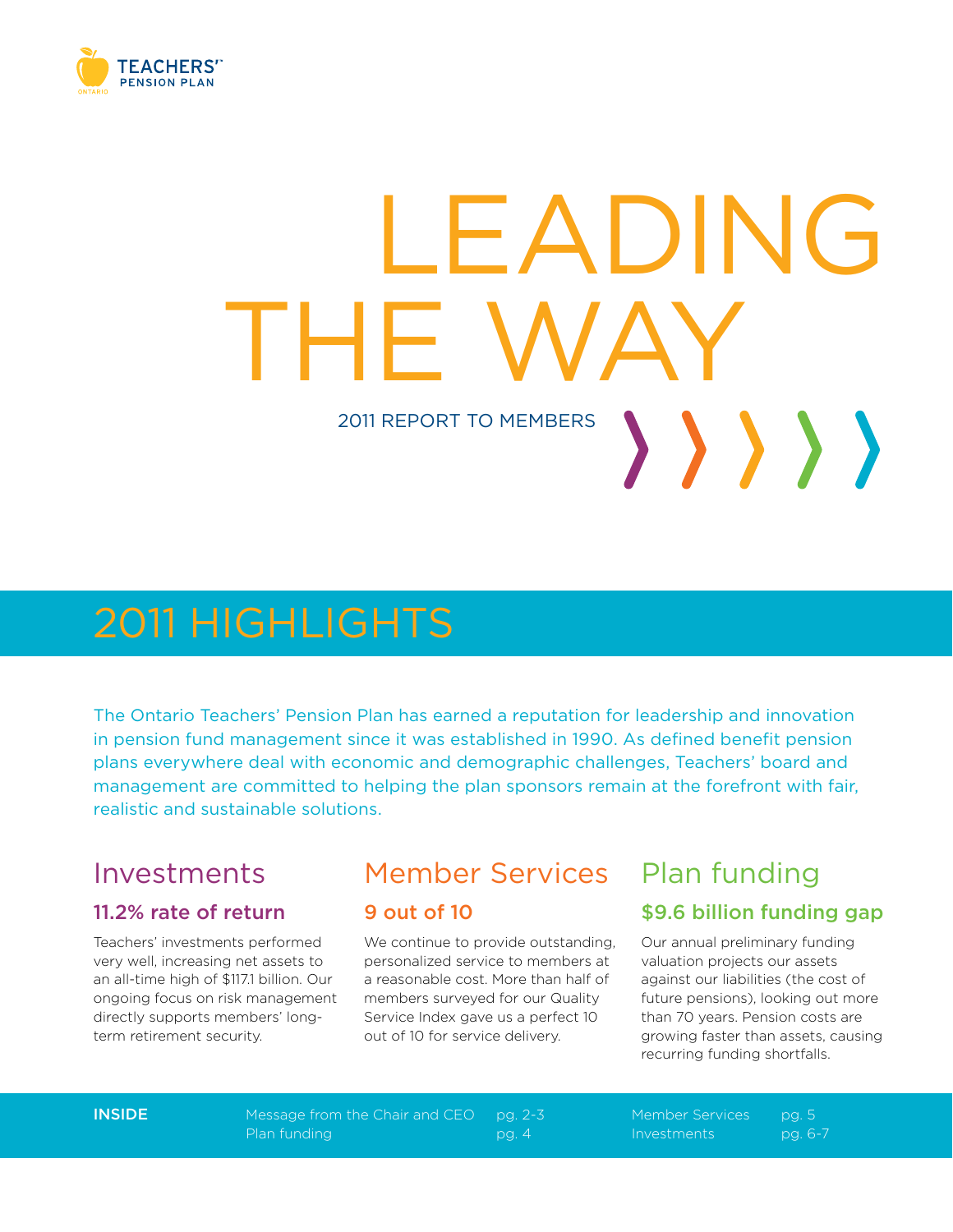TEACHERS' PENSION PLAN
ONTARIO

# LEADING THE WAY

2011 REPORT TO MEMBERS

## 2011 HIGHLIGHTS

The Ontario Teachers' Pension Plan has earned a reputation for leadership and innovation in pension fund management since it was established in 1990. As defined benefit pension plans everywhere deal with economic and demographic challenges, Teachers' board and management are committed to helping the plan sponsors remain at the forefront with fair, realistic and sustainable solutions.

### Investments

#### 11.2% rate of return

Teachers' investments performed very well, increasing net assets to an all-time high of $117.1 billion. Our ongoing focus on risk management directly supports members' long-term retirement security.

### Member Services

#### 9 out of 10

We continue to provide outstanding, personalized service to members at a reasonable cost. More than half of members surveyed for our Quality Service Index gave us a perfect 10 out of 10 for service delivery.

### Plan funding

#### $9.6 billion funding gap

Our annual preliminary funding valuation projects our assets against our liabilities (the cost of future pensions), looking out more than 70 years. Pension costs are growing faster than assets, causing recurring funding shortfalls.

**INSIDE**

| | |
|---|---|
| Message from the Chair and CEO | pg. 2-3 |
| Plan funding | pg. 4 |
| Member Services | pg. 5 |
| Investments | pg. 6-7 |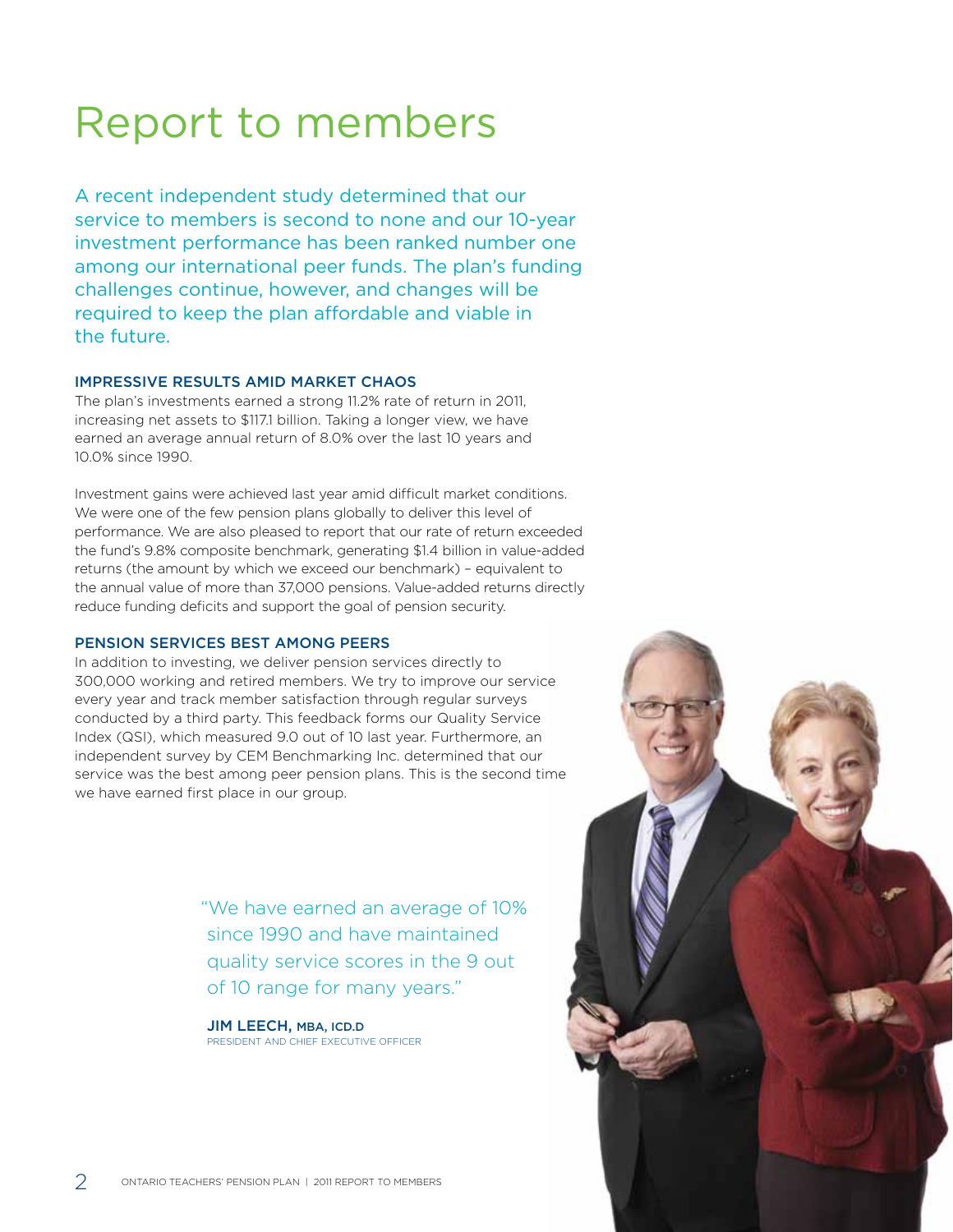# Report to members

A recent independent study determined that our service to members is second to none and our 10-year investment performance has been ranked number one among our international peer funds. The plan's funding challenges continue, however, and changes will be required to keep the plan affordable and viable in the future.

### IMPRESSIVE RESULTS AMID MARKET CHAOS

The plan's investments earned a strong 11.2% rate of return in 2011, increasing net assets to $117.1 billion. Taking a longer view, we have earned an average annual return of 8.0% over the last 10 years and 10.0% since 1990.

Investment gains were achieved last year amid difficult market conditions. We were one of the few pension plans globally to deliver this level of performance. We are also pleased to report that our rate of return exceeded the fund's 9.8% composite benchmark, generating $1.4 billion in value-added returns (the amount by which we exceed our benchmark) – equivalent to the annual value of more than 37,000 pensions. Value-added returns directly reduce funding deficits and support the goal of pension security.

### PENSION SERVICES BEST AMONG PEERS

In addition to investing, we deliver pension services directly to 300,000 working and retired members. We try to improve our service every year and track member satisfaction through regular surveys conducted by a third party. This feedback forms our Quality Service Index (QSI), which measured 9.0 out of 10 last year. Furthermore, an independent survey by CEM Benchmarking Inc. determined that our service was the best among peer pension plans. This is the second time we have earned first place in our group.

> "We have earned an average of 10% since 1990 and have maintained quality service scores in the 9 out of 10 range for many years."
>
> **JIM LEECH, MBA, ICD.D**
> PRESIDENT AND CHIEF EXECUTIVE OFFICER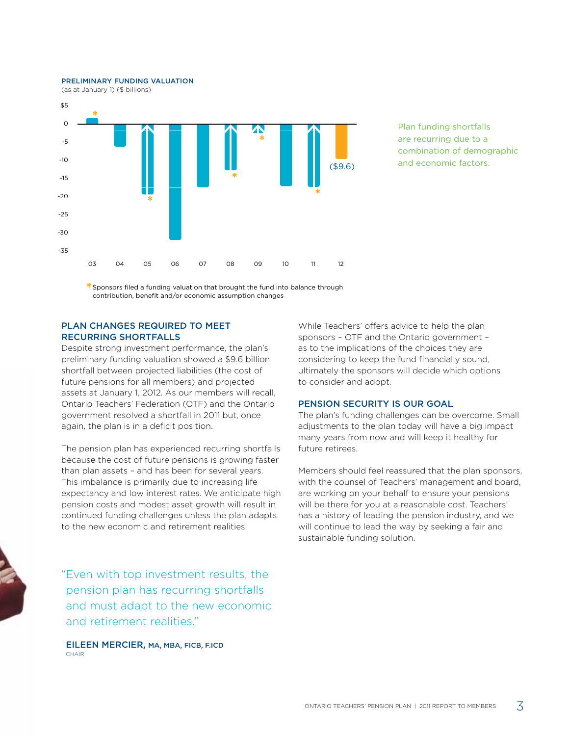**PRELIMINARY FUNDING VALUATION**
(as at January 1) ($ billions)

$5
0
-5
-10
-15
-20
-25
-30
-35

03 04 05 06 07 08 09 10 11 12

($9.6)

*Sponsors filed a funding valuation that brought the fund into balance through contribution, benefit and/or economic assumption changes

Plan funding shortfalls are recurring due to a combination of demographic and economic factors.

## PLAN CHANGES REQUIRED TO MEET RECURRING SHORTFALLS

Despite strong investment performance, the plan's preliminary funding valuation showed a $9.6 billion shortfall between projected liabilities (the cost of future pensions for all members) and projected assets at January 1, 2012. As our members will recall, Ontario Teachers' Federation (OTF) and the Ontario government resolved a shortfall in 2011 but, once again, the plan is in a deficit position.

The pension plan has experienced recurring shortfalls because the cost of future pensions is growing faster than plan assets – and has been for several years. This imbalance is primarily due to increasing life expectancy and low interest rates. We anticipate high pension costs and modest asset growth will result in continued funding challenges unless the plan adapts to the new economic and retirement realities.

"Even with top investment results, the pension plan has recurring shortfalls and must adapt to the new economic and retirement realities."

**EILEEN MERCIER,** MA, MBA, FICB, F.ICD
CHAIR

While Teachers' offers advice to help the plan sponsors – OTF and the Ontario government – as to the implications of the choices they are considering to keep the fund financially sound, ultimately the sponsors will decide which options to consider and adopt.

## PENSION SECURITY IS OUR GOAL

The plan's funding challenges can be overcome. Small adjustments to the plan today will have a big impact many years from now and will keep it healthy for future retirees.

Members should feel reassured that the plan sponsors, with the counsel of Teachers' management and board, are working on your behalf to ensure your pensions will be there for you at a reasonable cost. Teachers' has a history of leading the pension industry, and we will continue to lead the way by seeking a fair and sustainable funding solution.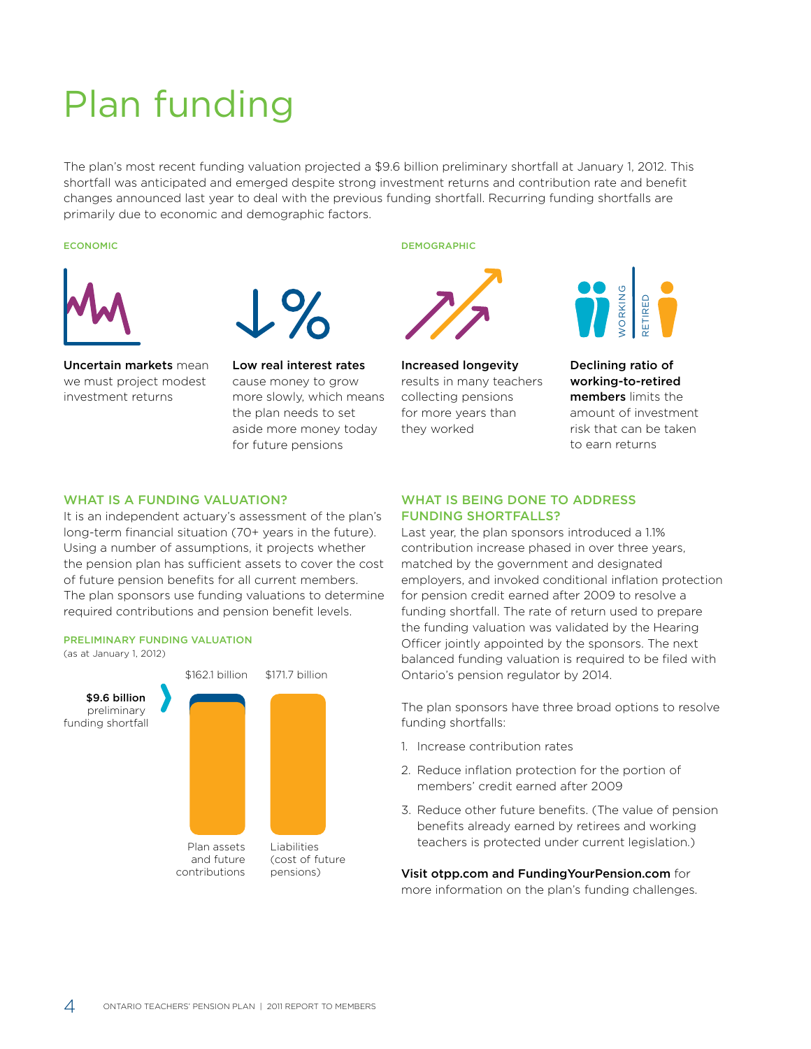# Plan funding

The plan's most recent funding valuation projected a $9.6 billion preliminary shortfall at January 1, 2012. This shortfall was anticipated and emerged despite strong investment returns and contribution rate and benefit changes announced last year to deal with the previous funding shortfall. Recurring funding shortfalls are primarily due to economic and demographic factors.

#### ECONOMIC

**Uncertain markets** mean we must project modest investment returns

**Low real interest rates** cause money to grow more slowly, which means the plan needs to set aside more money today for future pensions

#### DEMOGRAPHIC

**Increased longevity** results in many teachers collecting pensions for more years than they worked

**Declining ratio of working-to-retired members** limits the amount of investment risk that can be taken to earn returns

## WHAT IS A FUNDING VALUATION?

It is an independent actuary's assessment of the plan's long-term financial situation (70+ years in the future). Using a number of assumptions, it projects whether the pension plan has sufficient assets to cover the cost of future pension benefits for all current members. The plan sponsors use funding valuations to determine required contributions and pension benefit levels.

#### PRELIMINARY FUNDING VALUATION

(as at January 1, 2012)

**$9.6 billion** preliminary funding shortfall

| Plan assets and future contributions | Liabilities (cost of future pensions) |
| --- | --- |
| $162.1 billion | $171.7 billion |

## WHAT IS BEING DONE TO ADDRESS FUNDING SHORTFALLS?

Last year, the plan sponsors introduced a 1.1% contribution increase phased in over three years, matched by the government and designated employers, and invoked conditional inflation protection for pension credit earned after 2009 to resolve a funding shortfall. The rate of return used to prepare the funding valuation was validated by the Hearing Officer jointly appointed by the sponsors. The next balanced funding valuation is required to be filed with Ontario's pension regulator by 2014.

The plan sponsors have three broad options to resolve funding shortfalls:

1. Increase contribution rates
2. Reduce inflation protection for the portion of members' credit earned after 2009
3. Reduce other future benefits. (The value of pension benefits already earned by retirees and working teachers is protected under current legislation.)

**Visit otpp.com and FundingYourPension.com** for more information on the plan's funding challenges.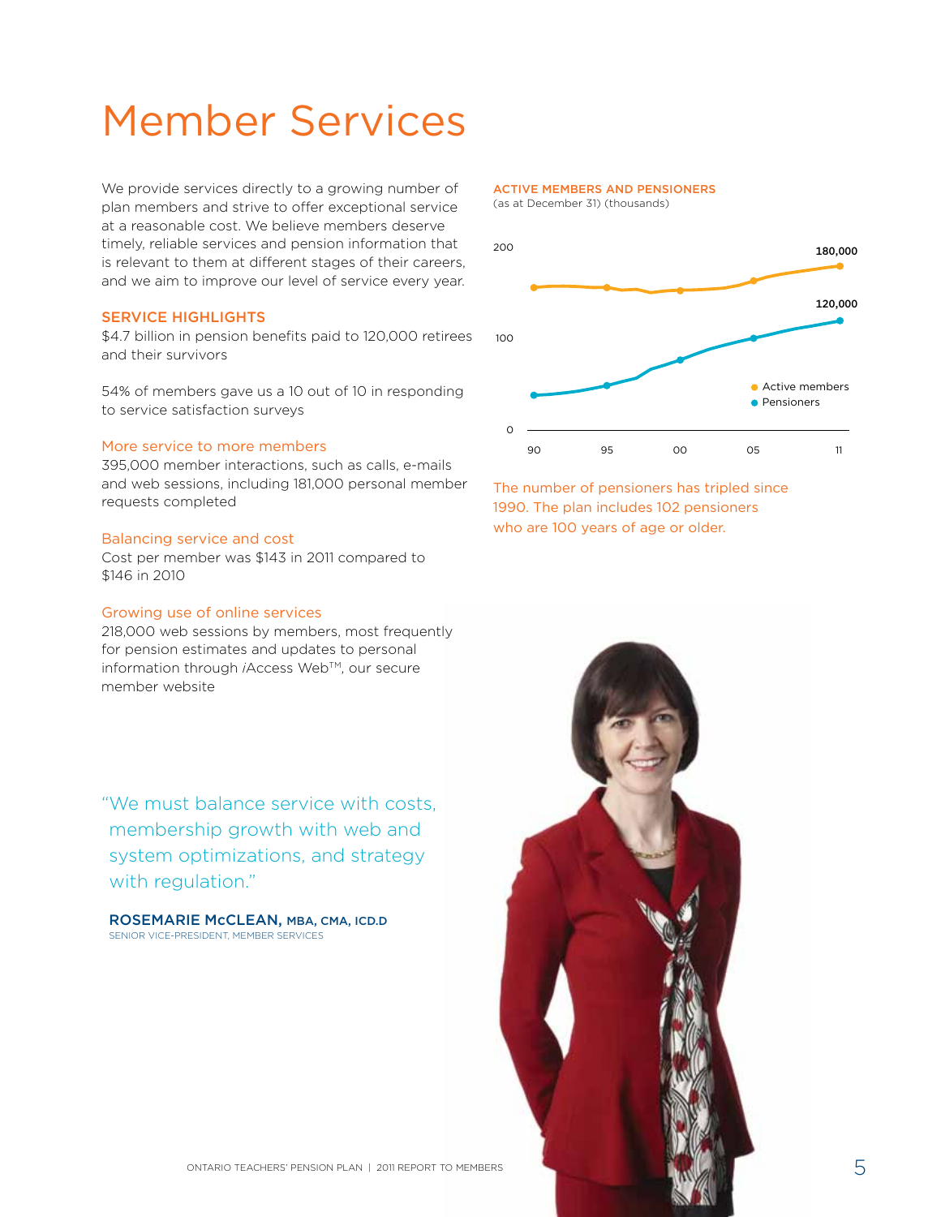# Member Services

We provide services directly to a growing number of plan members and strive to offer exceptional service at a reasonable cost. We believe members deserve timely, reliable services and pension information that is relevant to them at different stages of their careers, and we aim to improve our level of service every year.

## SERVICE HIGHLIGHTS

$4.7 billion in pension benefits paid to 120,000 retirees and their survivors

54% of members gave us a 10 out of 10 in responding to service satisfaction surveys

### More service to more members

395,000 member interactions, such as calls, e-mails and web sessions, including 181,000 personal member requests completed

### Balancing service and cost

Cost per member was $143 in 2011 compared to $146 in 2010

### Growing use of online services

218,000 web sessions by members, most frequently for pension estimates and updates to personal information through *i*Access Web™, our secure member website

**ACTIVE MEMBERS AND PENSIONERS**
(as at December 31) (thousands)

- Active members: 180,000 (2011)
- Pensioners: 120,000 (2011)

The number of pensioners has tripled since 1990. The plan includes 102 pensioners who are 100 years of age or older.

"We must balance service with costs, membership growth with web and system optimizations, and strategy with regulation."

**ROSEMARIE McCLEAN, MBA, CMA, ICD.D**
SENIOR VICE-PRESIDENT, MEMBER SERVICES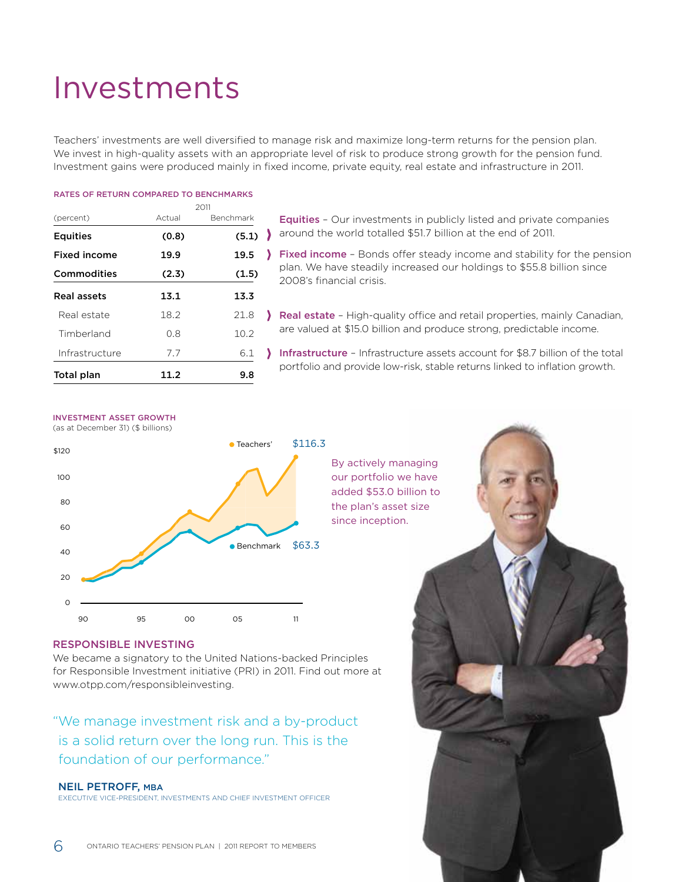# Investments

Teachers' investments are well diversified to manage risk and maximize long-term returns for the pension plan. We invest in high-quality assets with an appropriate level of risk to produce strong growth for the pension fund. Investment gains were produced mainly in fixed income, private equity, real estate and infrastructure in 2011.

#### RATES OF RETURN COMPARED TO BENCHMARKS

| (percent) | 2011 Actual | 2011 Benchmark |
|---|---|---|
| **Equities** | **(0.8)** | **(5.1)** |
| **Fixed income** | **19.9** | **19.5** |
| **Commodities** | **(2.3)** | **(1.5)** |
| **Real assets** | **13.1** | **13.3** |
| Real estate | 18.2 | 21.8 |
| Timberland | 0.8 | 10.2 |
| Infrastructure | 7.7 | 6.1 |
| **Total plan** | **11.2** | **9.8** |

**Equities** – Our investments in publicly listed and private companies around the world totalled $51.7 billion at the end of 2011.

**Fixed income** – Bonds offer steady income and stability for the pension plan. We have steadily increased our holdings to $55.8 billion since 2008's financial crisis.

**Real estate** – High-quality office and retail properties, mainly Canadian, are valued at $15.0 billion and produce strong, predictable income.

**Infrastructure** – Infrastructure assets account for $8.7 billion of the total portfolio and provide low-risk, stable returns linked to inflation growth.

#### INVESTMENT ASSET GROWTH

(as at December 31) ($ billions)

Teachers' $116.3

Benchmark $63.3

By actively managing our portfolio we have added $53.0 billion to the plan's asset size since inception.

### RESPONSIBLE INVESTING

We became a signatory to the United Nations-backed Principles for Responsible Investment initiative (PRI) in 2011. Find out more at www.otpp.com/responsibleinvesting.

"We manage investment risk and a by-product is a solid return over the long run. This is the foundation of our performance."

**NEIL PETROFF, MBA**
EXECUTIVE VICE-PRESIDENT, INVESTMENTS AND CHIEF INVESTMENT OFFICER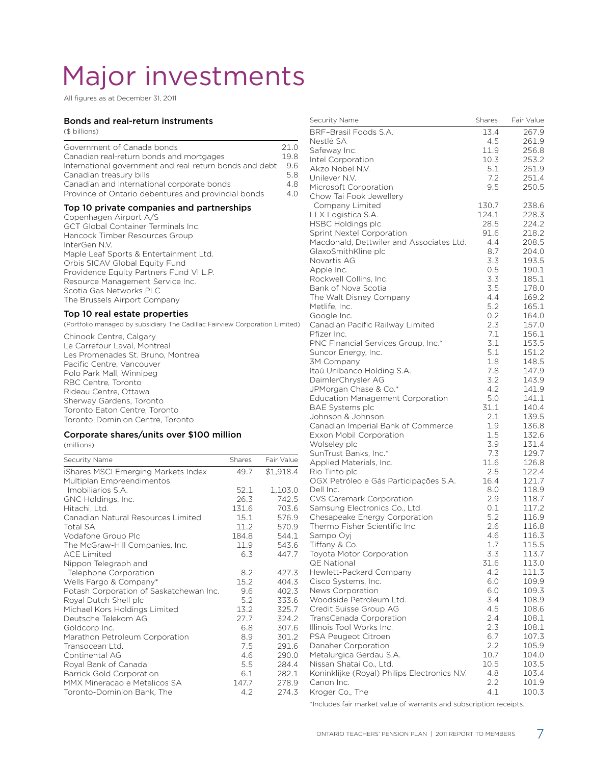# Major investments

All figures as at December 31, 2011

## Bonds and real-return instruments

($ billions)

| | |
|---|---|
| Government of Canada bonds | 21.0 |
| Canadian real-return bonds and mortgages | 19.8 |
| International government and real-return bonds and debt | 9.6 |
| Canadian treasury bills | 5.8 |
| Canadian and international corporate bonds | 4.8 |
| Province of Ontario debentures and provincial bonds | 4.0 |

## Top 10 private companies and partnerships

Copenhagen Airport A/S
GCT Global Container Terminals Inc.
Hancock Timber Resources Group
InterGen N.V.
Maple Leaf Sports & Entertainment Ltd.
Orbis SICAV Global Equity Fund
Providence Equity Partners Fund VI L.P.
Resource Management Service Inc.
Scotia Gas Networks PLC
The Brussels Airport Company

## Top 10 real estate properties

(Portfolio managed by subsidiary The Cadillac Fairview Corporation Limited)

Chinook Centre, Calgary
Le Carrefour Laval, Montreal
Les Promenades St. Bruno, Montreal
Pacific Centre, Vancouver
Polo Park Mall, Winnipeg
RBC Centre, Toronto
Rideau Centre, Ottawa
Sherway Gardens, Toronto
Toronto Eaton Centre, Toronto
Toronto-Dominion Centre, Toronto

## Corporate shares/units over $100 million

(millions)

| Security Name | Shares | Fair Value |
|---|---|---|
| iShares MSCI Emerging Markets Index | 49.7 | $1,918.4 |
| Multiplan Empreendimentos Imobiliarios S.A. | 52.1 | 1,103.0 |
| GNC Holdings, Inc. | 26.3 | 742.5 |
| Hitachi, Ltd. | 131.6 | 703.6 |
| Canadian Natural Resources Limited | 15.1 | 576.9 |
| Total SA | 11.2 | 570.9 |
| Vodafone Group Plc | 184.8 | 544.1 |
| The McGraw-Hill Companies, Inc. | 11.9 | 543.6 |
| ACE Limited | 6.3 | 447.7 |
| Nippon Telegraph and Telephone Corporation | 8.2 | 427.3 |
| Wells Fargo & Company* | 15.2 | 404.3 |
| Potash Corporation of Saskatchewan Inc. | 9.6 | 402.3 |
| Royal Dutch Shell plc | 5.2 | 333.6 |
| Michael Kors Holdings Limited | 13.2 | 325.7 |
| Deutsche Telekom AG | 27.7 | 324.2 |
| Goldcorp Inc. | 6.8 | 307.6 |
| Marathon Petroleum Corporation | 8.9 | 301.2 |
| Transocean Ltd. | 7.5 | 291.6 |
| Continental AG | 4.6 | 290.0 |
| Royal Bank of Canada | 5.5 | 284.4 |
| Barrick Gold Corporation | 6.1 | 282.1 |
| MMX Mineracao e Metalicos SA | 147.7 | 278.9 |
| Toronto-Dominion Bank, The | 4.2 | 274.3 |
| BRF–Brasil Foods S.A. | 13.4 | 267.9 |
| Nestlé SA | 4.5 | 261.9 |
| Safeway Inc. | 11.9 | 256.8 |
| Intel Corporation | 10.3 | 253.2 |
| Akzo Nobel N.V. | 5.1 | 251.9 |
| Unilever N.V. | 7.2 | 251.4 |
| Microsoft Corporation | 9.5 | 250.5 |
| Chow Tai Fook Jewellery Company Limited | 130.7 | 238.6 |
| LLX Logistica S.A. | 124.1 | 228.3 |
| HSBC Holdings plc | 28.5 | 224.2 |
| Sprint Nextel Corporation | 91.6 | 218.2 |
| Macdonald, Dettwiler and Associates Ltd. | 4.4 | 208.5 |
| GlaxoSmithKline plc | 8.7 | 204.0 |
| Novartis AG | 3.3 | 193.5 |
| Apple Inc. | 0.5 | 190.1 |
| Rockwell Collins, Inc. | 3.3 | 185.1 |
| Bank of Nova Scotia | 3.5 | 178.0 |
| The Walt Disney Company | 4.4 | 169.2 |
| Metlife, Inc. | 5.2 | 165.1 |
| Google Inc. | 0.2 | 164.0 |
| Canadian Pacific Railway Limited | 2.3 | 157.0 |
| Pfizer Inc. | 7.1 | 156.1 |
| PNC Financial Services Group, Inc.* | 3.1 | 153.5 |
| Suncor Energy, Inc. | 5.1 | 151.2 |
| 3M Company | 1.8 | 148.5 |
| Itaú Unibanco Holding S.A. | 7.8 | 147.9 |
| DaimlerChrysler AG | 3.2 | 143.9 |
| JPMorgan Chase & Co.* | 4.2 | 141.9 |
| Education Management Corporation | 5.0 | 141.1 |
| BAE Systems plc | 31.1 | 140.4 |
| Johnson & Johnson | 2.1 | 139.5 |
| Canadian Imperial Bank of Commerce | 1.9 | 136.8 |
| Exxon Mobil Corporation | 1.5 | 132.6 |
| Wolseley plc | 3.9 | 131.4 |
| SunTrust Banks, Inc.* | 7.3 | 129.7 |
| Applied Materials, Inc. | 11.6 | 126.8 |
| Rio Tinto plc | 2.5 | 122.4 |
| OGX Petróleo e Gás Participações S.A. | 16.4 | 121.7 |
| Dell Inc. | 8.0 | 118.9 |
| CVS Caremark Corporation | 2.9 | 118.7 |
| Samsung Electronics Co., Ltd. | 0.1 | 117.2 |
| Chesapeake Energy Corporation | 5.2 | 116.9 |
| Thermo Fisher Scientific Inc. | 2.6 | 116.8 |
| Sampo Oyj | 4.6 | 116.3 |
| Tiffany & Co. | 1.7 | 115.5 |
| Toyota Motor Corporation | 3.3 | 113.7 |
| QE National | 31.6 | 113.0 |
| Hewlett-Packard Company | 4.2 | 111.3 |
| Cisco Systems, Inc. | 6.0 | 109.9 |
| News Corporation | 6.0 | 109.3 |
| Woodside Petroleum Ltd. | 3.4 | 108.9 |
| Credit Suisse Group AG | 4.5 | 108.6 |
| TransCanada Corporation | 2.4 | 108.1 |
| Illinois Tool Works Inc. | 2.3 | 108.1 |
| PSA Peugeot Citroen | 6.7 | 107.3 |
| Danaher Corporation | 2.2 | 105.9 |
| Metalurgica Gerdau S.A. | 10.7 | 104.0 |
| Nissan Shatai Co., Ltd. | 10.5 | 103.5 |
| Koninklijke (Royal) Philips Electronics N.V. | 4.8 | 103.4 |
| Canon Inc. | 2.2 | 101.9 |
| Kroger Co., The | 4.1 | 100.3 |

*Includes fair market value of warrants and subscription receipts.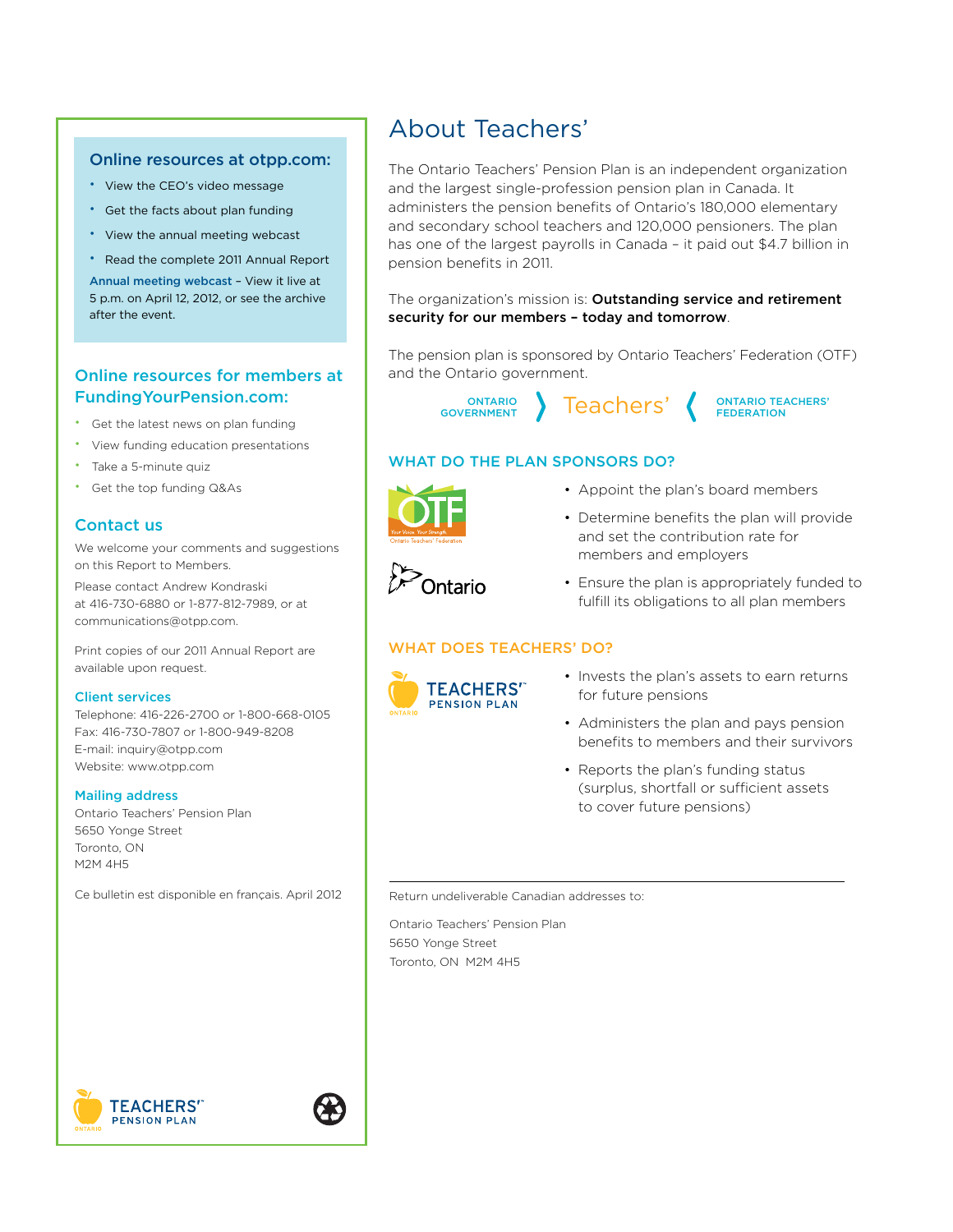## Online resources at otpp.com:

- View the CEO's video message
- Get the facts about plan funding
- View the annual meeting webcast
- Read the complete 2011 Annual Report

**Annual meeting webcast** – View it live at 5 p.m. on April 12, 2012, or see the archive after the event.

## Online resources for members at FundingYourPension.com:

- Get the latest news on plan funding
- View funding education presentations
- Take a 5-minute quiz
- Get the top funding Q&As

## Contact us

We welcome your comments and suggestions on this Report to Members.

Please contact Andrew Kondraski at 416-730-6880 or 1-877-812-7989, or at communications@otpp.com.

Print copies of our 2011 Annual Report are available upon request.

### Client services

Telephone: 416-226-2700 or 1-800-668-0105
Fax: 416-730-7807 or 1-800-949-8208
E-mail: inquiry@otpp.com
Website: www.otpp.com

### Mailing address

Ontario Teachers' Pension Plan
5650 Yonge Street
Toronto, ON
M2M 4H5

Ce bulletin est disponible en français. April 2012

TEACHERS' PENSION PLAN ONTARIO

# About Teachers'

The Ontario Teachers' Pension Plan is an independent organization and the largest single-profession pension plan in Canada. It administers the pension benefits of Ontario's 180,000 elementary and secondary school teachers and 120,000 pensioners. The plan has one of the largest payrolls in Canada – it paid out $4.7 billion in pension benefits in 2011.

The organization's mission is: **Outstanding service and retirement security for our members – today and tomorrow**.

The pension plan is sponsored by Ontario Teachers' Federation (OTF) and the Ontario government.

ONTARIO GOVERNMENT 〉 Teachers' 〈 ONTARIO TEACHERS' FEDERATION

## WHAT DO THE PLAN SPONSORS DO?

OTF Your Voice. Your Strength. Ontario Teachers' Federation

Ontario

- Appoint the plan's board members
- Determine benefits the plan will provide and set the contribution rate for members and employers
- Ensure the plan is appropriately funded to fulfill its obligations to all plan members

## WHAT DOES TEACHERS' DO?

TEACHERS' PENSION PLAN ONTARIO

- Invests the plan's assets to earn returns for future pensions
- Administers the plan and pays pension benefits to members and their survivors
- Reports the plan's funding status (surplus, shortfall or sufficient assets to cover future pensions)

---

Return undeliverable Canadian addresses to:

Ontario Teachers' Pension Plan
5650 Yonge Street
Toronto, ON M2M 4H5